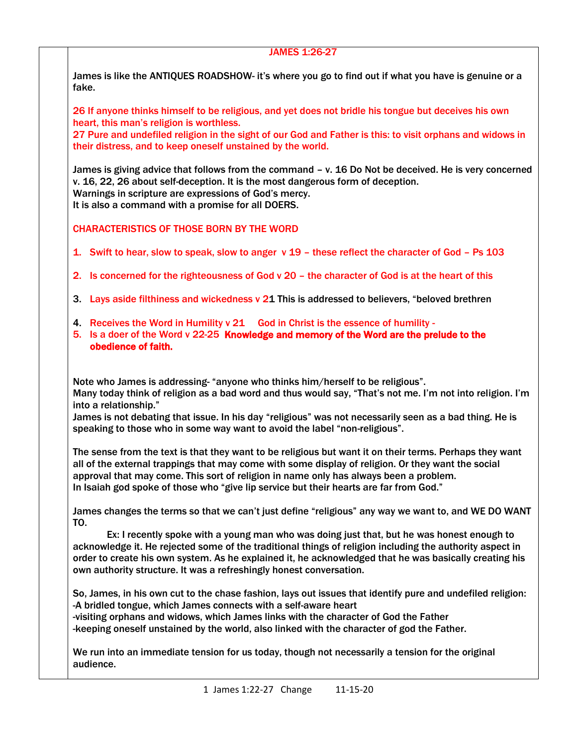## JAMES 1:26-27

James is like the ANTIQUES ROADSHOW- it's where you go to find out if what you have is genuine or a fake.

26 If anyone thinks himself to be religious, and yet does not bridle his tongue but deceives his own heart, this man's religion is worthless.
27 Pure and undefiled religion in the sight of our God and Father is this: to visit orphans and widows in their distress, and to keep oneself unstained by the world.

James is giving advice that follows from the command – v. 16 Do Not be deceived. He is very concerned v. 16, 22, 26 about self-deception. It is the most dangerous form of deception.
Warnings in scripture are expressions of God's mercy.
It is also a command with a promise for all DOERS.

### CHARACTERISTICS OF THOSE BORN BY THE WORD

1. Swift to hear, slow to speak, slow to anger v 19 – these reflect the character of God – Ps 103
2. Is concerned for the righteousness of God v 20 – the character of God is at the heart of this
3. Lays aside filthiness and wickedness v 21 This is addressed to believers, "beloved brethren
4. Receives the Word in Humility v 21 God in Christ is the essence of humility -
5. Is a doer of the Word v 22-25 **Knowledge and memory of the Word are the prelude to the obedience of faith.**

Note who James is addressing- "anyone who thinks him/herself to be religious".
Many today think of religion as a bad word and thus would say, "That's not me. I'm not into religion. I'm into a relationship."
James is not debating that issue. In his day "religious" was not necessarily seen as a bad thing. He is speaking to those who in some way want to avoid the label "non-religious".

The sense from the text is that they want to be religious but want it on their terms. Perhaps they want all of the external trappings that may come with some display of religion. Or they want the social approval that may come. This sort of religion in name only has always been a problem.
In Isaiah god spoke of those who "give lip service but their hearts are far from God."

James changes the terms so that we can't just define "religious" any way we want to, and WE DO WANT TO.

Ex: I recently spoke with a young man who was doing just that, but he was honest enough to acknowledge it. He rejected some of the traditional things of religion including the authority aspect in order to create his own system. As he explained it, he acknowledged that he was basically creating his own authority structure. It was a refreshingly honest conversation.

So, James, in his own cut to the chase fashion, lays out issues that identify pure and undefiled religion:
-A bridled tongue, which James connects with a self-aware heart
-visiting orphans and widows, which James links with the character of God the Father
-keeping oneself unstained by the world, also linked with the character of god the Father.

We run into an immediate tension for us today, though not necessarily a tension for the original audience.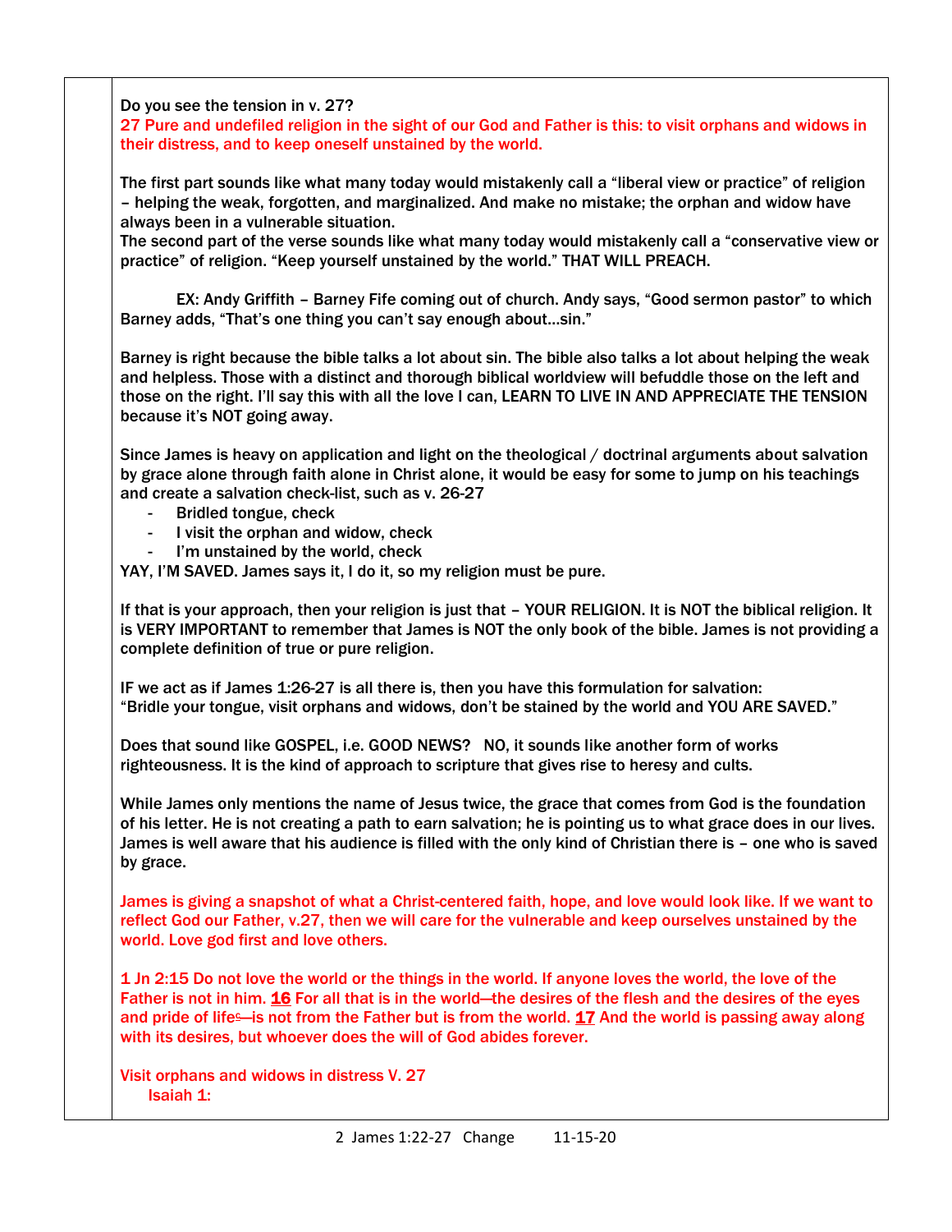Do you see the tension in v. 27?

27 Pure and undefiled religion in the sight of our God and Father is this: to visit orphans and widows in their distress, and to keep oneself unstained by the world.

The first part sounds like what many today would mistakenly call a "liberal view or practice" of religion – helping the weak, forgotten, and marginalized. And make no mistake; the orphan and widow have always been in a vulnerable situation.

The second part of the verse sounds like what many today would mistakenly call a "conservative view or practice" of religion. "Keep yourself unstained by the world." THAT WILL PREACH.

EX: Andy Griffith – Barney Fife coming out of church. Andy says, "Good sermon pastor" to which Barney adds, "That's one thing you can't say enough about…sin."

Barney is right because the bible talks a lot about sin. The bible also talks a lot about helping the weak and helpless. Those with a distinct and thorough biblical worldview will befuddle those on the left and those on the right. I'll say this with all the love I can, LEARN TO LIVE IN AND APPRECIATE THE TENSION because it's NOT going away.

Since James is heavy on application and light on the theological / doctrinal arguments about salvation by grace alone through faith alone in Christ alone, it would be easy for some to jump on his teachings and create a salvation check-list, such as v. 26-27

- Bridled tongue, check
- I visit the orphan and widow, check
- I'm unstained by the world, check

YAY, I'M SAVED. James says it, I do it, so my religion must be pure.

If that is your approach, then your religion is just that – YOUR RELIGION. It is NOT the biblical religion. It is VERY IMPORTANT to remember that James is NOT the only book of the bible. James is not providing a complete definition of true or pure religion.

IF we act as if James 1:26-27 is all there is, then you have this formulation for salvation:
"Bridle your tongue, visit orphans and widows, don't be stained by the world and YOU ARE SAVED."

Does that sound like GOSPEL, i.e. GOOD NEWS? NO, it sounds like another form of works righteousness. It is the kind of approach to scripture that gives rise to heresy and cults.

While James only mentions the name of Jesus twice, the grace that comes from God is the foundation of his letter. He is not creating a path to earn salvation; he is pointing us to what grace does in our lives. James is well aware that his audience is filled with the only kind of Christian there is – one who is saved by grace.

James is giving a snapshot of what a Christ-centered faith, hope, and love would look like. If we want to reflect God our Father, v.27, then we will care for the vulnerable and keep ourselves unstained by the world. Love god first and love others.

1 Jn 2:15 Do not love the world or the things in the world. If anyone loves the world, the love of the Father is not in him. **16** For all that is in the world—the desires of the flesh and the desires of the eyes and pride of life[c]—is not from the Father but is from the world. **17** And the world is passing away along with its desires, but whoever does the will of God abides forever.

Visit orphans and widows in distress V. 27

Isaiah 1: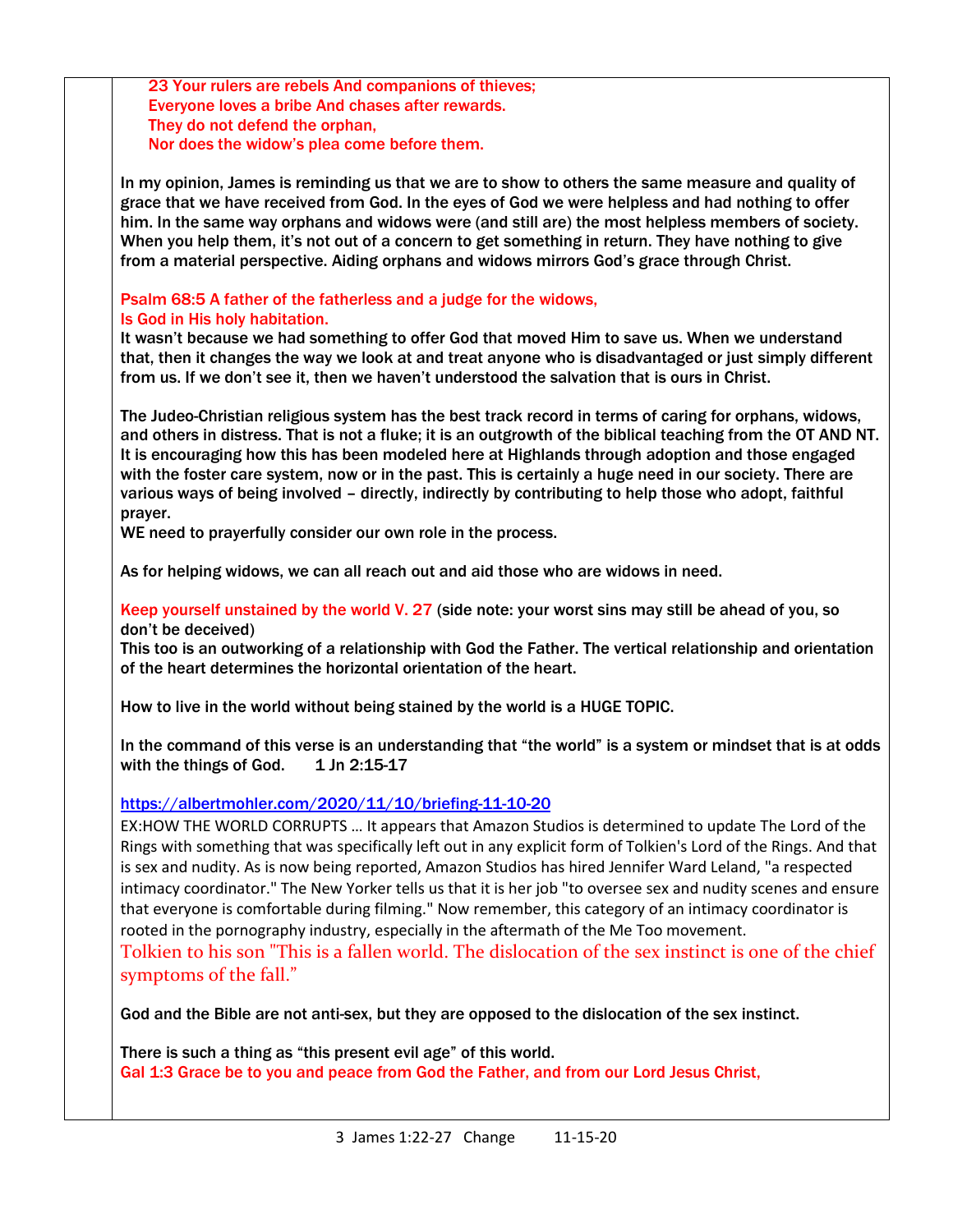23 Your rulers are rebels And companions of thieves;
Everyone loves a bribe And chases after rewards.
They do not defend the orphan,
Nor does the widow's plea come before them.

In my opinion, James is reminding us that we are to show to others the same measure and quality of grace that we have received from God. In the eyes of God we were helpless and had nothing to offer him. In the same way orphans and widows were (and still are) the most helpless members of society. When you help them, it's not out of a concern to get something in return. They have nothing to give from a material perspective. Aiding orphans and widows mirrors God's grace through Christ.

Psalm 68:5 A father of the fatherless and a judge for the widows,
Is God in His holy habitation.
It wasn't because we had something to offer God that moved Him to save us. When we understand that, then it changes the way we look at and treat anyone who is disadvantaged or just simply different from us. If we don't see it, then we haven't understood the salvation that is ours in Christ.

The Judeo-Christian religious system has the best track record in terms of caring for orphans, widows, and others in distress. That is not a fluke; it is an outgrowth of the biblical teaching from the OT AND NT. It is encouraging how this has been modeled here at Highlands through adoption and those engaged with the foster care system, now or in the past. This is certainly a huge need in our society. There are various ways of being involved – directly, indirectly by contributing to help those who adopt, faithful prayer.
WE need to prayerfully consider our own role in the process.

As for helping widows, we can all reach out and aid those who are widows in need.

Keep yourself unstained by the world V. 27 (side note: your worst sins may still be ahead of you, so don't be deceived)
This too is an outworking of a relationship with God the Father. The vertical relationship and orientation of the heart determines the horizontal orientation of the heart.

How to live in the world without being stained by the world is a HUGE TOPIC.

In the command of this verse is an understanding that "the world" is a system or mindset that is at odds with the things of God. 1 Jn 2:15-17

https://albertmohler.com/2020/11/10/briefing-11-10-20
EX:HOW THE WORLD CORRUPTS … It appears that Amazon Studios is determined to update The Lord of the Rings with something that was specifically left out in any explicit form of Tolkien's Lord of the Rings. And that is sex and nudity. As is now being reported, Amazon Studios has hired Jennifer Ward Leland, "a respected intimacy coordinator." The New Yorker tells us that it is her job "to oversee sex and nudity scenes and ensure that everyone is comfortable during filming." Now remember, this category of an intimacy coordinator is rooted in the pornography industry, especially in the aftermath of the Me Too movement.
Tolkien to his son "This is a fallen world. The dislocation of the sex instinct is one of the chief symptoms of the fall."

God and the Bible are not anti-sex, but they are opposed to the dislocation of the sex instinct.

There is such a thing as "this present evil age" of this world.
Gal 1:3 Grace be to you and peace from God the Father, and from our Lord Jesus Christ,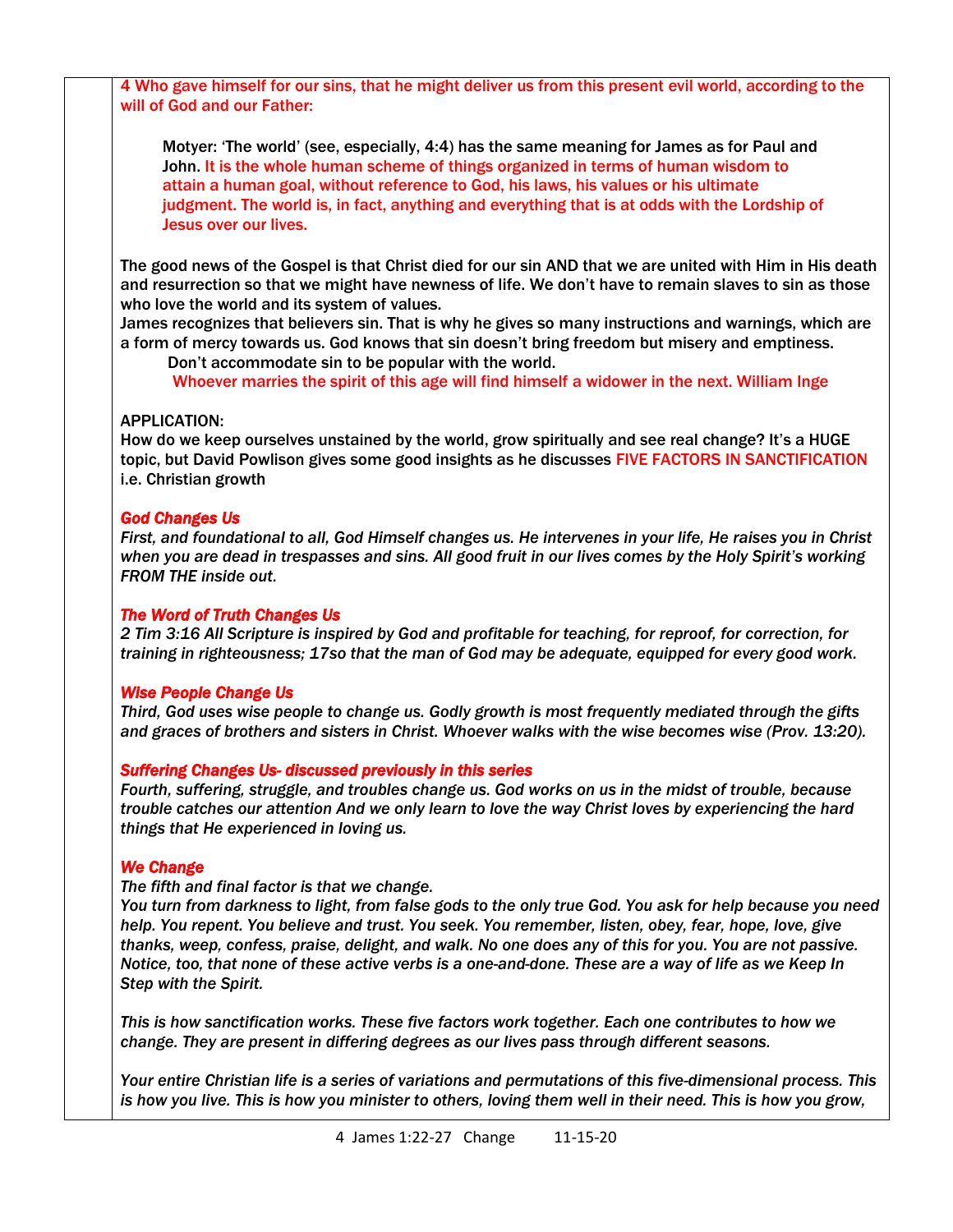**4 Who gave himself for our sins, that he might deliver us from this present evil world, according to the will of God and our Father:**

> Motyer: 'The world' (see, especially, 4:4) has the same meaning for James as for Paul and John. **It is the whole human scheme of things organized in terms of human wisdom to attain a human goal, without reference to God, his laws, his values or his ultimate judgment. The world is, in fact, anything and everything that is at odds with the Lordship of Jesus over our lives.**

The good news of the Gospel is that Christ died for our sin AND that we are united with Him in His death and resurrection so that we might have newness of life. We don't have to remain slaves to sin as those who love the world and its system of values.
James recognizes that believers sin. That is why he gives so many instructions and warnings, which are a form of mercy towards us. God knows that sin doesn't bring freedom but misery and emptiness.
  Don't accommodate sin to be popular with the world.
  Whoever marries the spirit of this age will find himself a widower in the next. William Inge

APPLICATION:
How do we keep ourselves unstained by the world, grow spiritually and see real change? It's a HUGE topic, but David Powlison gives some good insights as he discusses FIVE FACTORS IN SANCTIFICATION i.e. Christian growth

***God Changes Us***
*First, and foundational to all, God Himself changes us. He intervenes in your life, He raises you in Christ when you are dead in trespasses and sins. All good fruit in our lives comes by the Holy Spirit's working FROM THE inside out.*

***The Word of Truth Changes Us***
*2 Tim 3:16 All Scripture is inspired by God and profitable for teaching, for reproof, for correction, for training in righteousness; 17so that the man of God may be adequate, equipped for every good work.*

***Wise People Change Us***
*Third, God uses wise people to change us. Godly growth is most frequently mediated through the gifts and graces of brothers and sisters in Christ. Whoever walks with the wise becomes wise (Prov. 13:20).*

***Suffering Changes Us- discussed previously in this series***
*Fourth, suffering, struggle, and troubles change us. God works on us in the midst of trouble, because trouble catches our attention And we only learn to love the way Christ loves by experiencing the hard things that He experienced in loving us.*

***We Change***
*The fifth and final factor is that we change.*
*You turn from darkness to light, from false gods to the only true God. You ask for help because you need help. You repent. You believe and trust. You seek. You remember, listen, obey, fear, hope, love, give thanks, weep, confess, praise, delight, and walk. No one does any of this for you. You are not passive. Notice, too, that none of these active verbs is a one-and-done. These are a way of life as we Keep In Step with the Spirit.*

*This is how sanctification works. These five factors work together. Each one contributes to how we change. They are present in differing degrees as our lives pass through different seasons.*

*Your entire Christian life is a series of variations and permutations of this five-dimensional process. This is how you live. This is how you minister to others, loving them well in their need. This is how you grow,*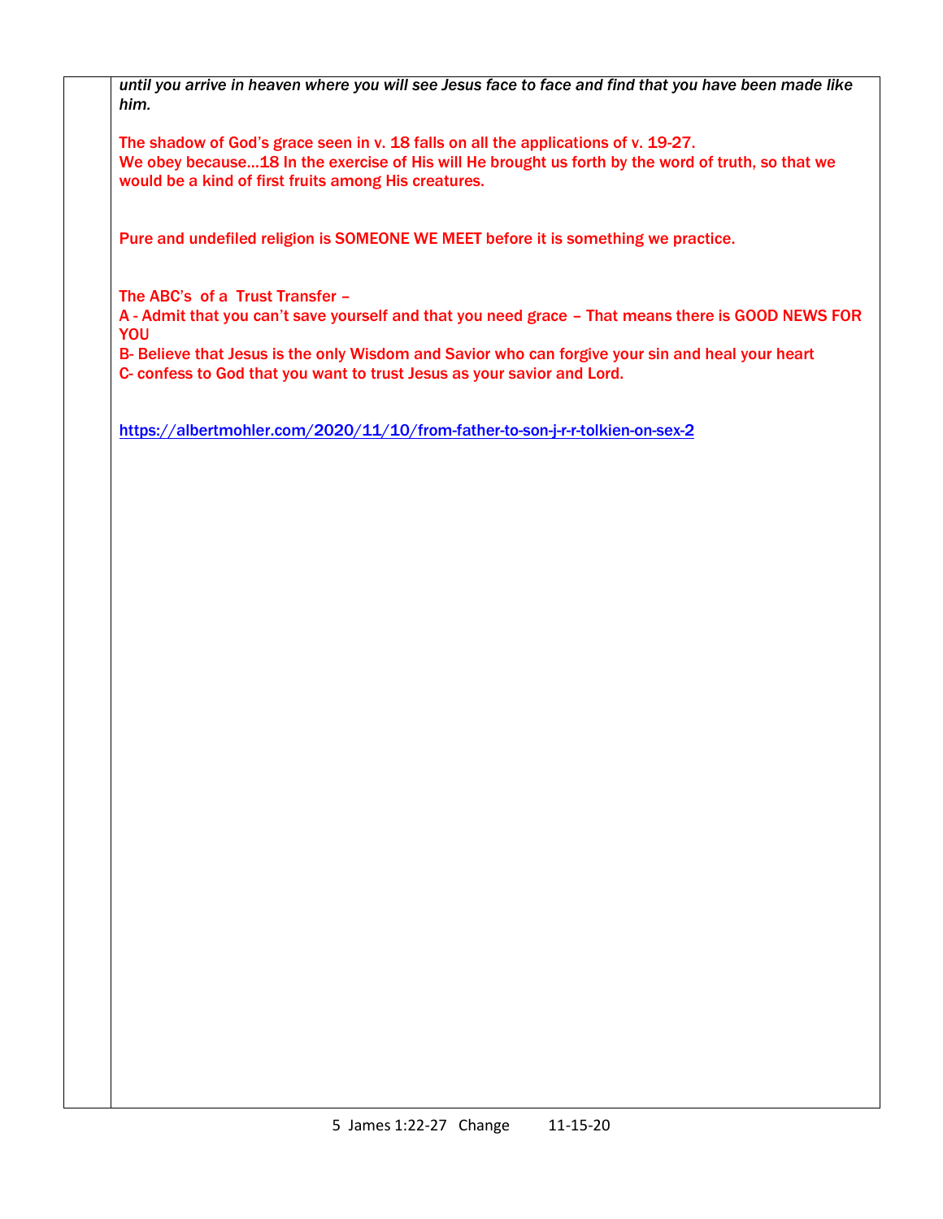*until you arrive in heaven where you will see Jesus face to face and find that you have been made like him.*

**The shadow of God's grace seen in v. 18 falls on all the applications of v. 19-27.**
**We obey because…18 In the exercise of His will He brought us forth by the word of truth, so that we would be a kind of first fruits among His creatures.**

**Pure and undefiled religion is SOMEONE WE MEET before it is something we practice.**

**The ABC's of a Trust Transfer –**
**A - Admit that you can't save yourself and that you need grace – That means there is GOOD NEWS FOR YOU**
**B- Believe that Jesus is the only Wisdom and Savior who can forgive your sin and heal your heart**
**C- confess to God that you want to trust Jesus as your savior and Lord.**

https://albertmohler.com/2020/11/10/from-father-to-son-j-r-r-tolkien-on-sex-2